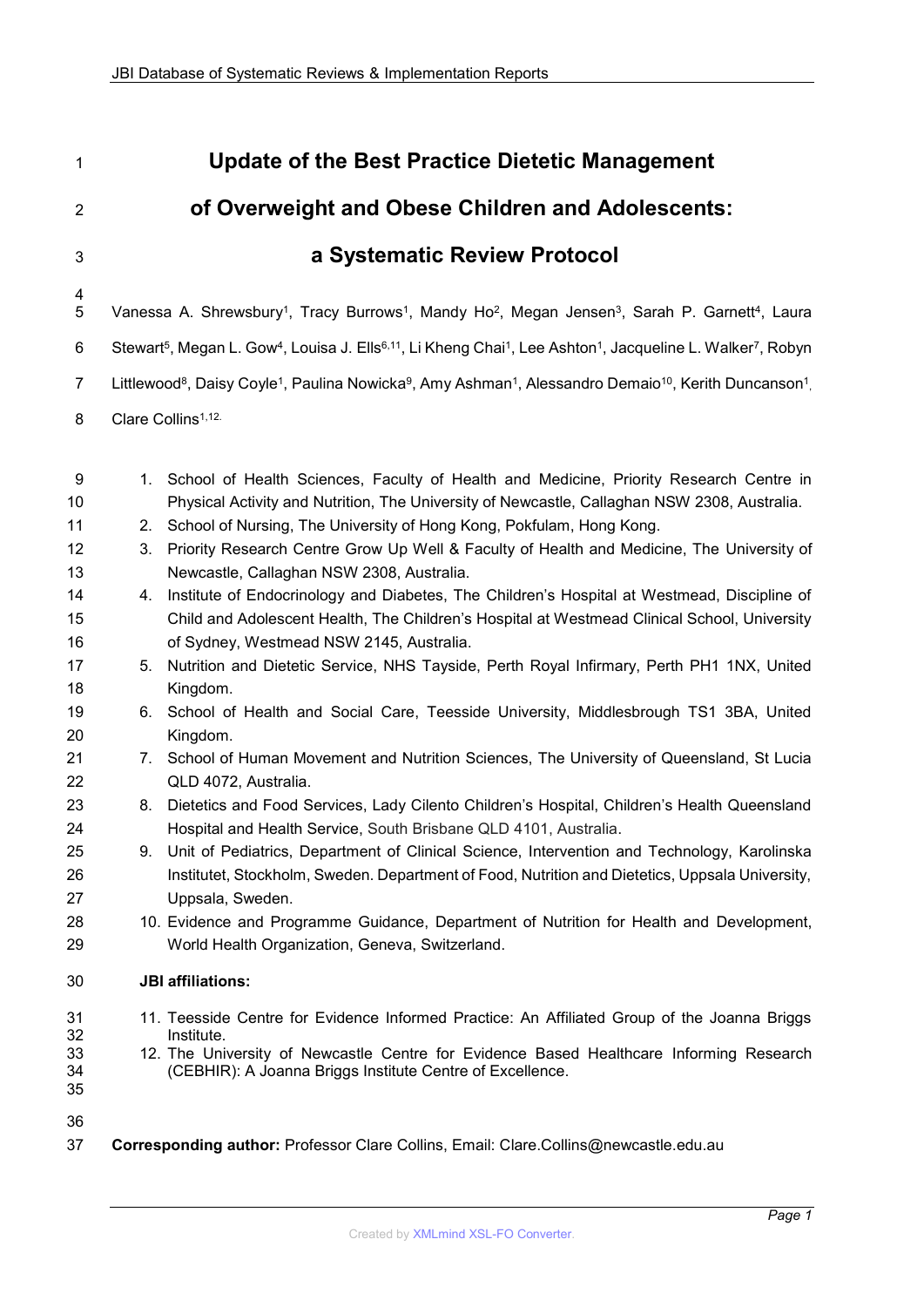# Update of the Best Practice Dietetic Management of Overweight and Obese Children and Adolescents: a Systematic Review Protocol

Vanessa A. Shrewsbury[1], Tracy Burrows[1], Mandy Ho[2], Megan Jensen[3], Sarah P. Garnett[4], Laura Stewart[5], Megan L. Gow[4], Louisa J. Ells[6,11], Li Kheng Chai[1], Lee Ashton[1], Jacqueline L. Walker[7], Robyn Littlewood[8], Daisy Coyle[1], Paulina Nowicka[9], Amy Ashman[1], Alessandro Demaio[10], Kerith Duncanson[1], Clare Collins[1,12.]

1. School of Health Sciences, Faculty of Health and Medicine, Priority Research Centre in Physical Activity and Nutrition, The University of Newcastle, Callaghan NSW 2308, Australia.
2. School of Nursing, The University of Hong Kong, Pokfulam, Hong Kong.
3. Priority Research Centre Grow Up Well & Faculty of Health and Medicine, The University of Newcastle, Callaghan NSW 2308, Australia.
4. Institute of Endocrinology and Diabetes, The Children's Hospital at Westmead, Discipline of Child and Adolescent Health, The Children's Hospital at Westmead Clinical School, University of Sydney, Westmead NSW 2145, Australia.
5. Nutrition and Dietetic Service, NHS Tayside, Perth Royal Infirmary, Perth PH1 1NX, United Kingdom.
6. School of Health and Social Care, Teesside University, Middlesbrough TS1 3BA, United Kingdom.
7. School of Human Movement and Nutrition Sciences, The University of Queensland, St Lucia QLD 4072, Australia.
8. Dietetics and Food Services, Lady Cilento Children's Hospital, Children's Health Queensland Hospital and Health Service, South Brisbane QLD 4101, Australia.
9. Unit of Pediatrics, Department of Clinical Science, Intervention and Technology, Karolinska Institutet, Stockholm, Sweden. Department of Food, Nutrition and Dietetics, Uppsala University, Uppsala, Sweden.
10. Evidence and Programme Guidance, Department of Nutrition for Health and Development, World Health Organization, Geneva, Switzerland.

**JBI affiliations:**

11. Teesside Centre for Evidence Informed Practice: An Affiliated Group of the Joanna Briggs Institute.
12. The University of Newcastle Centre for Evidence Based Healthcare Informing Research (CEBHIR): A Joanna Briggs Institute Centre of Excellence.

**Corresponding author:** Professor Clare Collins, Email: Clare.Collins@newcastle.edu.au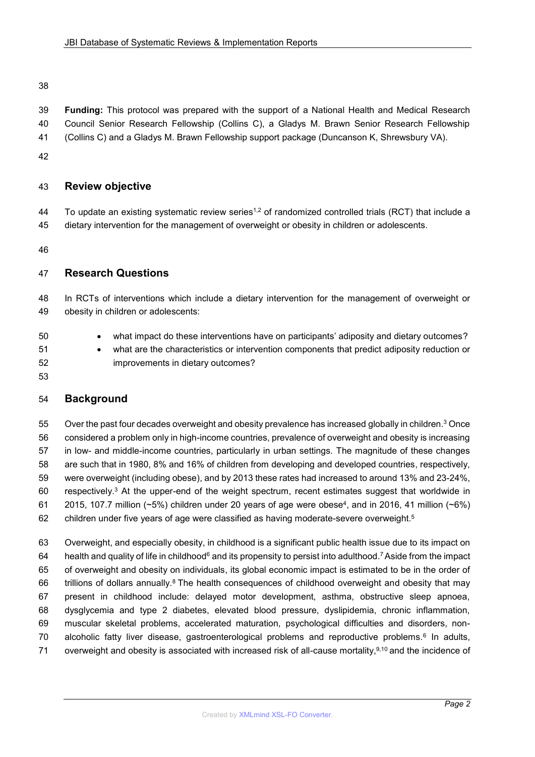**Funding:** This protocol was prepared with the support of a National Health and Medical Research Council Senior Research Fellowship (Collins C), a Gladys M. Brawn Senior Research Fellowship (Collins C) and a Gladys M. Brawn Fellowship support package (Duncanson K, Shrewsbury VA).

## Review objective

To update an existing systematic review series[1,2] of randomized controlled trials (RCT) that include a dietary intervention for the management of overweight or obesity in children or adolescents.

## Research Questions

In RCTs of interventions which include a dietary intervention for the management of overweight or obesity in children or adolescents:

- what impact do these interventions have on participants' adiposity and dietary outcomes?
- what are the characteristics or intervention components that predict adiposity reduction or improvements in dietary outcomes?

## Background

Over the past four decades overweight and obesity prevalence has increased globally in children.[3] Once considered a problem only in high-income countries, prevalence of overweight and obesity is increasing in low- and middle-income countries, particularly in urban settings. The magnitude of these changes are such that in 1980, 8% and 16% of children from developing and developed countries, respectively, were overweight (including obese), and by 2013 these rates had increased to around 13% and 23-24%, respectively.[3] At the upper-end of the weight spectrum, recent estimates suggest that worldwide in 2015, 107.7 million (~5%) children under 20 years of age were obese[4], and in 2016, 41 million (~6%) children under five years of age were classified as having moderate-severe overweight.[5]

Overweight, and especially obesity, in childhood is a significant public health issue due to its impact on health and quality of life in childhood[6] and its propensity to persist into adulthood.[7] Aside from the impact of overweight and obesity on individuals, its global economic impact is estimated to be in the order of trillions of dollars annually.[8] The health consequences of childhood overweight and obesity that may present in childhood include: delayed motor development, asthma, obstructive sleep apnoea, dysglycemia and type 2 diabetes, elevated blood pressure, dyslipidemia, chronic inflammation, muscular skeletal problems, accelerated maturation, psychological difficulties and disorders, non-alcoholic fatty liver disease, gastroenterological problems and reproductive problems.[6] In adults, overweight and obesity is associated with increased risk of all-cause mortality,[9,10] and the incidence of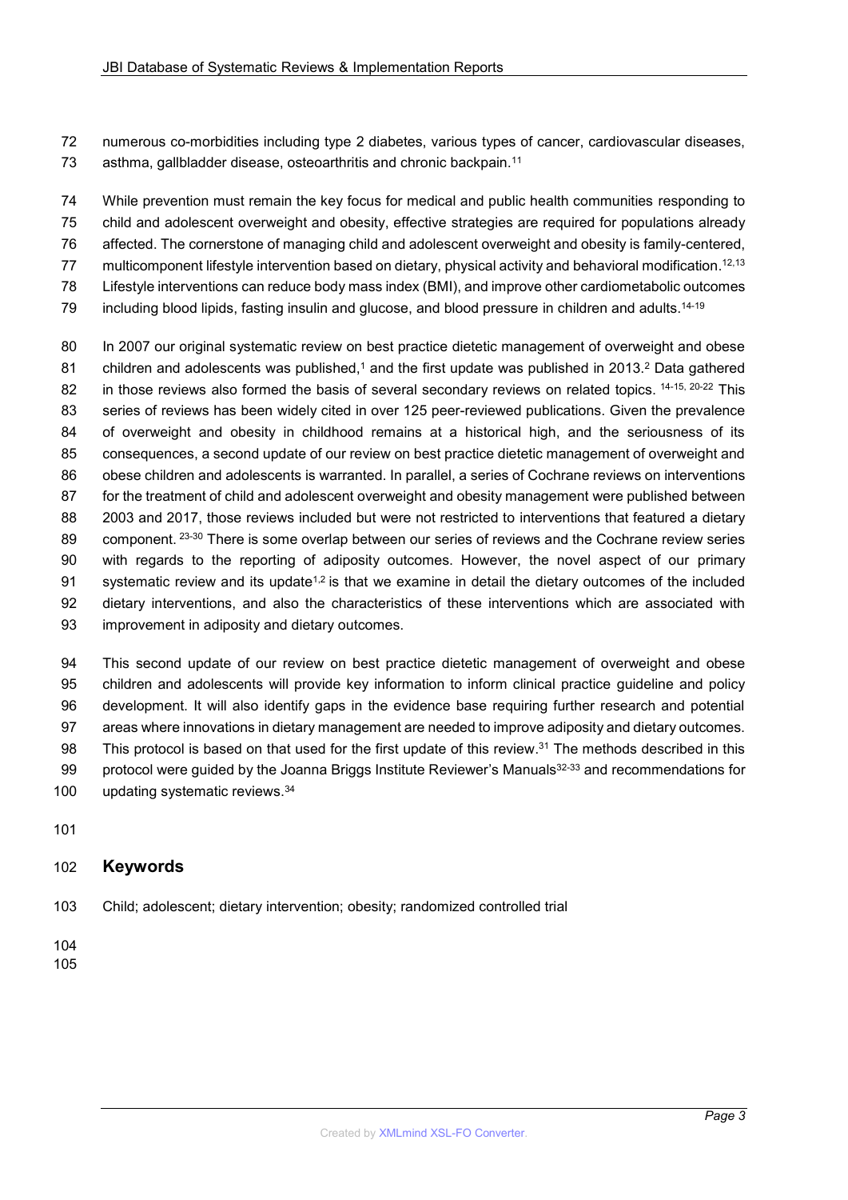numerous co-morbidities including type 2 diabetes, various types of cancer, cardiovascular diseases, asthma, gallbladder disease, osteoarthritis and chronic backpain.[11]

While prevention must remain the key focus for medical and public health communities responding to child and adolescent overweight and obesity, effective strategies are required for populations already affected. The cornerstone of managing child and adolescent overweight and obesity is family-centered, multicomponent lifestyle intervention based on dietary, physical activity and behavioral modification.[12,13] Lifestyle interventions can reduce body mass index (BMI), and improve other cardiometabolic outcomes including blood lipids, fasting insulin and glucose, and blood pressure in children and adults.[14-19]

In 2007 our original systematic review on best practice dietetic management of overweight and obese children and adolescents was published,[1] and the first update was published in 2013.[2] Data gathered in those reviews also formed the basis of several secondary reviews on related topics. [14-15, 20-22] This series of reviews has been widely cited in over 125 peer-reviewed publications. Given the prevalence of overweight and obesity in childhood remains at a historical high, and the seriousness of its consequences, a second update of our review on best practice dietetic management of overweight and obese children and adolescents is warranted. In parallel, a series of Cochrane reviews on interventions for the treatment of child and adolescent overweight and obesity management were published between 2003 and 2017, those reviews included but were not restricted to interventions that featured a dietary component. [23-30] There is some overlap between our series of reviews and the Cochrane review series with regards to the reporting of adiposity outcomes. However, the novel aspect of our primary systematic review and its update[1,2] is that we examine in detail the dietary outcomes of the included dietary interventions, and also the characteristics of these interventions which are associated with improvement in adiposity and dietary outcomes.

This second update of our review on best practice dietetic management of overweight and obese children and adolescents will provide key information to inform clinical practice guideline and policy development. It will also identify gaps in the evidence base requiring further research and potential areas where innovations in dietary management are needed to improve adiposity and dietary outcomes. This protocol is based on that used for the first update of this review.[31] The methods described in this protocol were guided by the Joanna Briggs Institute Reviewer's Manuals[32-33] and recommendations for updating systematic reviews.[34]

## Keywords

Child; adolescent; dietary intervention; obesity; randomized controlled trial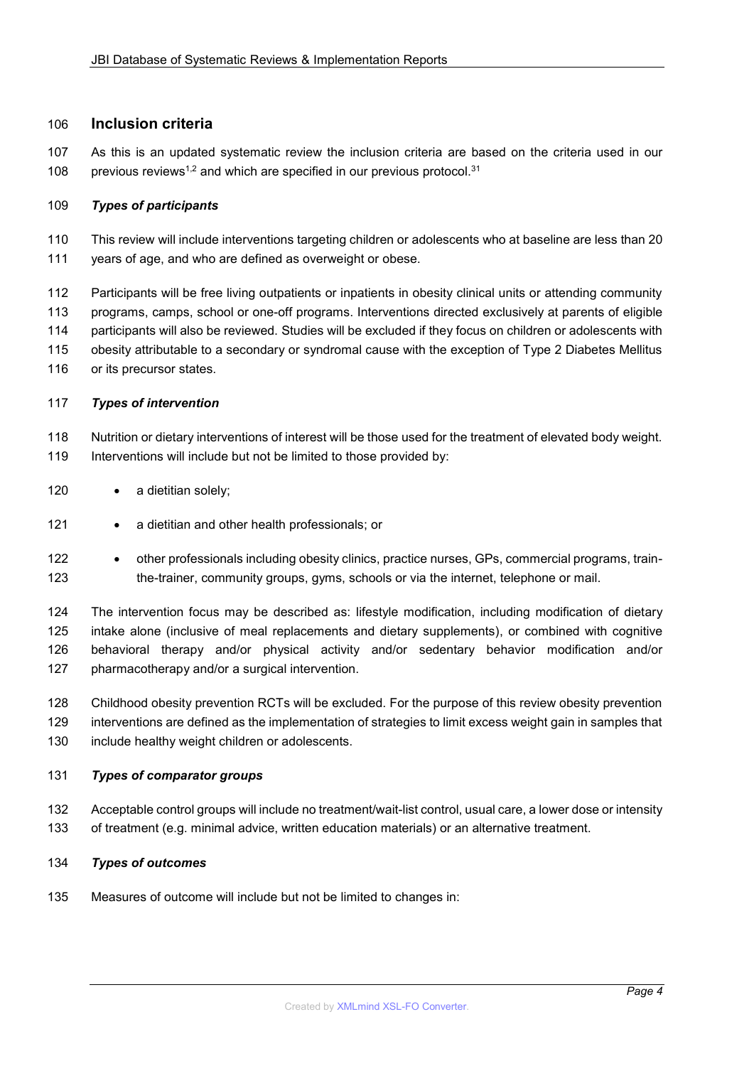## Inclusion criteria

As this is an updated systematic review the inclusion criteria are based on the criteria used in our previous reviews[1,2] and which are specified in our previous protocol.[31]

### *Types of participants*

This review will include interventions targeting children or adolescents who at baseline are less than 20 years of age, and who are defined as overweight or obese.

Participants will be free living outpatients or inpatients in obesity clinical units or attending community programs, camps, school or one-off programs. Interventions directed exclusively at parents of eligible participants will also be reviewed. Studies will be excluded if they focus on children or adolescents with obesity attributable to a secondary or syndromal cause with the exception of Type 2 Diabetes Mellitus or its precursor states.

### *Types of intervention*

Nutrition or dietary interventions of interest will be those used for the treatment of elevated body weight. Interventions will include but not be limited to those provided by:

- a dietitian solely;
- a dietitian and other health professionals; or
- other professionals including obesity clinics, practice nurses, GPs, commercial programs, train-the-trainer, community groups, gyms, schools or via the internet, telephone or mail.

The intervention focus may be described as: lifestyle modification, including modification of dietary intake alone (inclusive of meal replacements and dietary supplements), or combined with cognitive behavioral therapy and/or physical activity and/or sedentary behavior modification and/or pharmacotherapy and/or a surgical intervention.

Childhood obesity prevention RCTs will be excluded. For the purpose of this review obesity prevention interventions are defined as the implementation of strategies to limit excess weight gain in samples that include healthy weight children or adolescents.

### *Types of comparator groups*

Acceptable control groups will include no treatment/wait-list control, usual care, a lower dose or intensity of treatment (e.g. minimal advice, written education materials) or an alternative treatment.

### *Types of outcomes*

Measures of outcome will include but not be limited to changes in: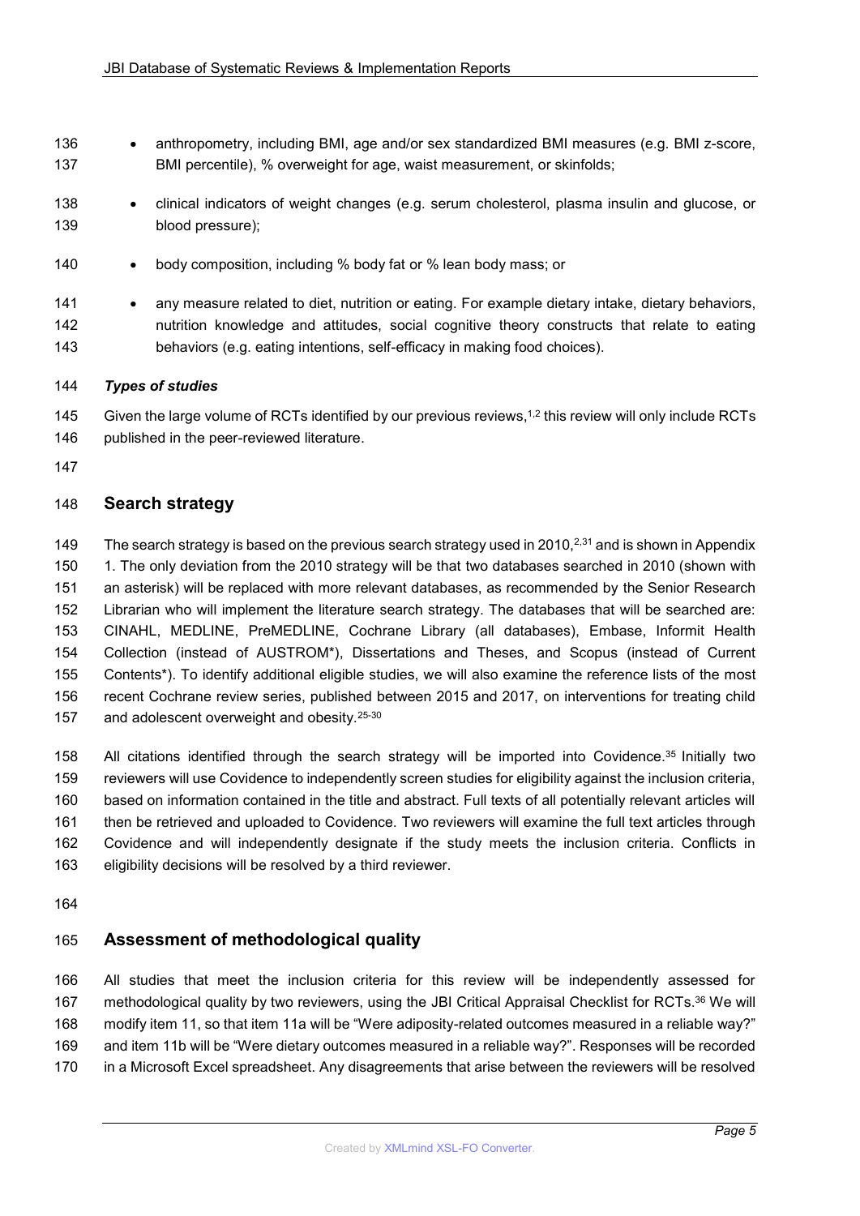- anthropometry, including BMI, age and/or sex standardized BMI measures (e.g. BMI z-score, BMI percentile), % overweight for age, waist measurement, or skinfolds;
- clinical indicators of weight changes (e.g. serum cholesterol, plasma insulin and glucose, or blood pressure);
- body composition, including % body fat or % lean body mass; or
- any measure related to diet, nutrition or eating. For example dietary intake, dietary behaviors, nutrition knowledge and attitudes, social cognitive theory constructs that relate to eating behaviors (e.g. eating intentions, self-efficacy in making food choices).

***Types of studies***

Given the large volume of RCTs identified by our previous reviews,[1,2] this review will only include RCTs published in the peer-reviewed literature.

## Search strategy

The search strategy is based on the previous search strategy used in 2010,[2,31] and is shown in Appendix 1. The only deviation from the 2010 strategy will be that two databases searched in 2010 (shown with an asterisk) will be replaced with more relevant databases, as recommended by the Senior Research Librarian who will implement the literature search strategy. The databases that will be searched are: CINAHL, MEDLINE, PreMEDLINE, Cochrane Library (all databases), Embase, Informit Health Collection (instead of AUSTROM*), Dissertations and Theses, and Scopus (instead of Current Contents*). To identify additional eligible studies, we will also examine the reference lists of the most recent Cochrane review series, published between 2015 and 2017, on interventions for treating child and adolescent overweight and obesity.[25-30]

All citations identified through the search strategy will be imported into Covidence.[35] Initially two reviewers will use Covidence to independently screen studies for eligibility against the inclusion criteria, based on information contained in the title and abstract. Full texts of all potentially relevant articles will then be retrieved and uploaded to Covidence. Two reviewers will examine the full text articles through Covidence and will independently designate if the study meets the inclusion criteria. Conflicts in eligibility decisions will be resolved by a third reviewer.

## Assessment of methodological quality

All studies that meet the inclusion criteria for this review will be independently assessed for methodological quality by two reviewers, using the JBI Critical Appraisal Checklist for RCTs.[36] We will modify item 11, so that item 11a will be "Were adiposity-related outcomes measured in a reliable way?" and item 11b will be "Were dietary outcomes measured in a reliable way?". Responses will be recorded in a Microsoft Excel spreadsheet. Any disagreements that arise between the reviewers will be resolved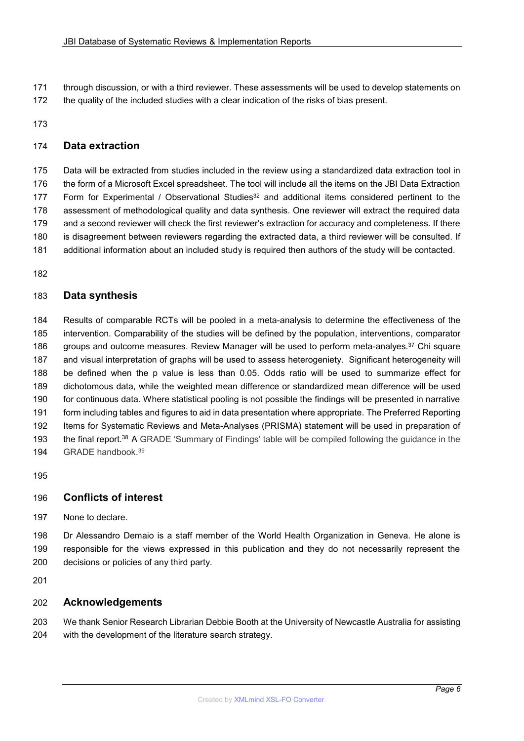through discussion, or with a third reviewer. These assessments will be used to develop statements on the quality of the included studies with a clear indication of the risks of bias present.

## Data extraction

Data will be extracted from studies included in the review using a standardized data extraction tool in the form of a Microsoft Excel spreadsheet. The tool will include all the items on the JBI Data Extraction Form for Experimental / Observational Studies[32] and additional items considered pertinent to the assessment of methodological quality and data synthesis. One reviewer will extract the required data and a second reviewer will check the first reviewer's extraction for accuracy and completeness. If there is disagreement between reviewers regarding the extracted data, a third reviewer will be consulted. If additional information about an included study is required then authors of the study will be contacted.

## Data synthesis

Results of comparable RCTs will be pooled in a meta-analysis to determine the effectiveness of the intervention. Comparability of the studies will be defined by the population, interventions, comparator groups and outcome measures. Review Manager will be used to perform meta-analyes.[37] Chi square and visual interpretation of graphs will be used to assess heterogeniety. Significant heterogeneity will be defined when the p value is less than 0.05. Odds ratio will be used to summarize effect for dichotomous data, while the weighted mean difference or standardized mean difference will be used for continuous data. Where statistical pooling is not possible the findings will be presented in narrative form including tables and figures to aid in data presentation where appropriate. The Preferred Reporting Items for Systematic Reviews and Meta-Analyses (PRISMA) statement will be used in preparation of the final report.[38] A GRADE 'Summary of Findings' table will be compiled following the guidance in the GRADE handbook.[39]

## Conflicts of interest

None to declare.

Dr Alessandro Demaio is a staff member of the World Health Organization in Geneva. He alone is responsible for the views expressed in this publication and they do not necessarily represent the decisions or policies of any third party.

## Acknowledgements

We thank Senior Research Librarian Debbie Booth at the University of Newcastle Australia for assisting with the development of the literature search strategy.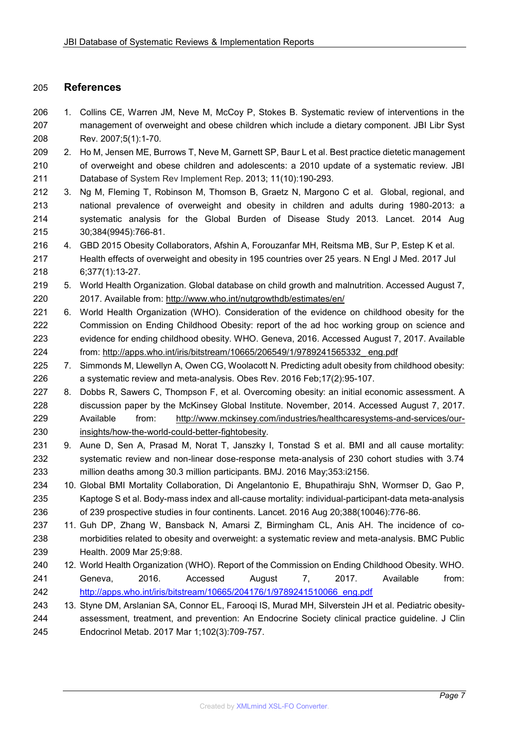## References

1. Collins CE, Warren JM, Neve M, McCoy P, Stokes B. Systematic review of interventions in the management of overweight and obese children which include a dietary component. JBI Libr Syst Rev. 2007;5(1):1-70.
2. Ho M, Jensen ME, Burrows T, Neve M, Garnett SP, Baur L et al. Best practice dietetic management of overweight and obese children and adolescents: a 2010 update of a systematic review. JBI Database of System Rev Implement Rep. 2013; 11(10):190-293.
3. Ng M, Fleming T, Robinson M, Thomson B, Graetz N, Margono C et al. Global, regional, and national prevalence of overweight and obesity in children and adults during 1980-2013: a systematic analysis for the Global Burden of Disease Study 2013. Lancet. 2014 Aug 30;384(9945):766-81.
4. GBD 2015 Obesity Collaborators, Afshin A, Forouzanfar MH, Reitsma MB, Sur P, Estep K et al. Health effects of overweight and obesity in 195 countries over 25 years. N Engl J Med. 2017 Jul 6;377(1):13-27.
5. World Health Organization. Global database on child growth and malnutrition. Accessed August 7, 2017. Available from: http://www.who.int/nutgrowthdb/estimates/en/
6. World Health Organization (WHO). Consideration of the evidence on childhood obesity for the Commission on Ending Childhood Obesity: report of the ad hoc working group on science and evidence for ending childhood obesity. WHO. Geneva, 2016. Accessed August 7, 2017. Available from: http://apps.who.int/iris/bitstream/10665/206549/1/9789241565332_ eng.pdf
7. Simmonds M, Llewellyn A, Owen CG, Woolacott N. Predicting adult obesity from childhood obesity: a systematic review and meta-analysis. Obes Rev. 2016 Feb;17(2):95-107.
8. Dobbs R, Sawers C, Thompson F, et al. Overcoming obesity: an initial economic assessment. A discussion paper by the McKinsey Global Institute. November, 2014. Accessed August 7, 2017. Available from: http://www.mckinsey.com/industries/healthcaresystems-and-services/our-insights/how-the-world-could-better-fightobesity.
9. Aune D, Sen A, Prasad M, Norat T, Janszky I, Tonstad S et al. BMI and all cause mortality: systematic review and non-linear dose-response meta-analysis of 230 cohort studies with 3.74 million deaths among 30.3 million participants. BMJ. 2016 May;353:i2156.
10. Global BMI Mortality Collaboration, Di Angelantonio E, Bhupathiraju ShN, Wormser D, Gao P, Kaptoge S et al. Body-mass index and all-cause mortality: individual-participant-data meta-analysis of 239 prospective studies in four continents. Lancet. 2016 Aug 20;388(10046):776-86.
11. Guh DP, Zhang W, Bansback N, Amarsi Z, Birmingham CL, Anis AH. The incidence of co-morbidities related to obesity and overweight: a systematic review and meta-analysis. BMC Public Health. 2009 Mar 25;9:88.
12. World Health Organization (WHO). Report of the Commission on Ending Childhood Obesity. WHO. Geneva, 2016. Accessed August 7, 2017. Available from: http://apps.who.int/iris/bitstream/10665/204176/1/9789241510066_eng.pdf
13. Styne DM, Arslanian SA, Connor EL, Farooqi IS, Murad MH, Silverstein JH et al. Pediatric obesity-assessment, treatment, and prevention: An Endocrine Society clinical practice guideline. J Clin Endocrinol Metab. 2017 Mar 1;102(3):709-757.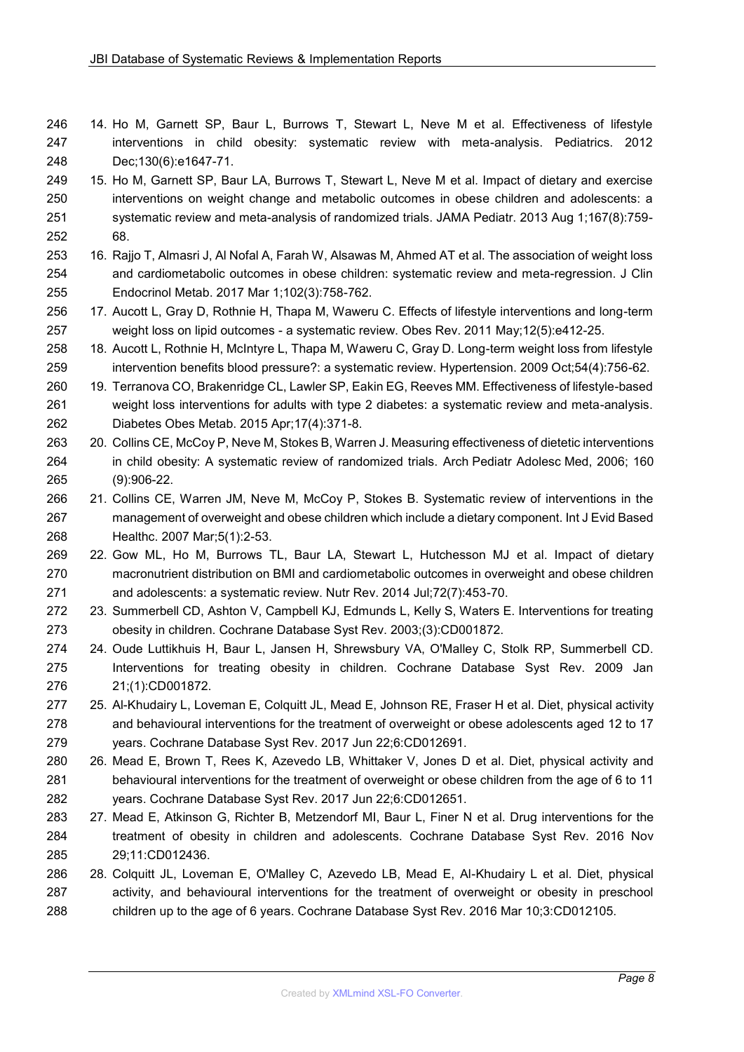14. Ho M, Garnett SP, Baur L, Burrows T, Stewart L, Neve M et al. Effectiveness of lifestyle interventions in child obesity: systematic review with meta-analysis. Pediatrics. 2012 Dec;130(6):e1647-71.
15. Ho M, Garnett SP, Baur LA, Burrows T, Stewart L, Neve M et al. Impact of dietary and exercise interventions on weight change and metabolic outcomes in obese children and adolescents: a systematic review and meta-analysis of randomized trials. JAMA Pediatr. 2013 Aug 1;167(8):759-68.
16. Rajjo T, Almasri J, Al Nofal A, Farah W, Alsawas M, Ahmed AT et al. The association of weight loss and cardiometabolic outcomes in obese children: systematic review and meta-regression. J Clin Endocrinol Metab. 2017 Mar 1;102(3):758-762.
17. Aucott L, Gray D, Rothnie H, Thapa M, Waweru C. Effects of lifestyle interventions and long-term weight loss on lipid outcomes - a systematic review. Obes Rev. 2011 May;12(5):e412-25.
18. Aucott L, Rothnie H, McIntyre L, Thapa M, Waweru C, Gray D. Long-term weight loss from lifestyle intervention benefits blood pressure?: a systematic review. Hypertension. 2009 Oct;54(4):756-62.
19. Terranova CO, Brakenridge CL, Lawler SP, Eakin EG, Reeves MM. Effectiveness of lifestyle-based weight loss interventions for adults with type 2 diabetes: a systematic review and meta-analysis. Diabetes Obes Metab. 2015 Apr;17(4):371-8.
20. Collins CE, McCoy P, Neve M, Stokes B, Warren J. Measuring effectiveness of dietetic interventions in child obesity: A systematic review of randomized trials. Arch Pediatr Adolesc Med, 2006; 160 (9):906-22.
21. Collins CE, Warren JM, Neve M, McCoy P, Stokes B. Systematic review of interventions in the management of overweight and obese children which include a dietary component. Int J Evid Based Healthc. 2007 Mar;5(1):2-53.
22. Gow ML, Ho M, Burrows TL, Baur LA, Stewart L, Hutchesson MJ et al. Impact of dietary macronutrient distribution on BMI and cardiometabolic outcomes in overweight and obese children and adolescents: a systematic review. Nutr Rev. 2014 Jul;72(7):453-70.
23. Summerbell CD, Ashton V, Campbell KJ, Edmunds L, Kelly S, Waters E. Interventions for treating obesity in children. Cochrane Database Syst Rev. 2003;(3):CD001872.
24. Oude Luttikhuis H, Baur L, Jansen H, Shrewsbury VA, O'Malley C, Stolk RP, Summerbell CD. Interventions for treating obesity in children. Cochrane Database Syst Rev. 2009 Jan 21;(1):CD001872.
25. Al-Khudairy L, Loveman E, Colquitt JL, Mead E, Johnson RE, Fraser H et al. Diet, physical activity and behavioural interventions for the treatment of overweight or obese adolescents aged 12 to 17 years. Cochrane Database Syst Rev. 2017 Jun 22;6:CD012691.
26. Mead E, Brown T, Rees K, Azevedo LB, Whittaker V, Jones D et al. Diet, physical activity and behavioural interventions for the treatment of overweight or obese children from the age of 6 to 11 years. Cochrane Database Syst Rev. 2017 Jun 22;6:CD012651.
27. Mead E, Atkinson G, Richter B, Metzendorf MI, Baur L, Finer N et al. Drug interventions for the treatment of obesity in children and adolescents. Cochrane Database Syst Rev. 2016 Nov 29;11:CD012436.
28. Colquitt JL, Loveman E, O'Malley C, Azevedo LB, Mead E, Al-Khudairy L et al. Diet, physical activity, and behavioural interventions for the treatment of overweight or obesity in preschool children up to the age of 6 years. Cochrane Database Syst Rev. 2016 Mar 10;3:CD012105.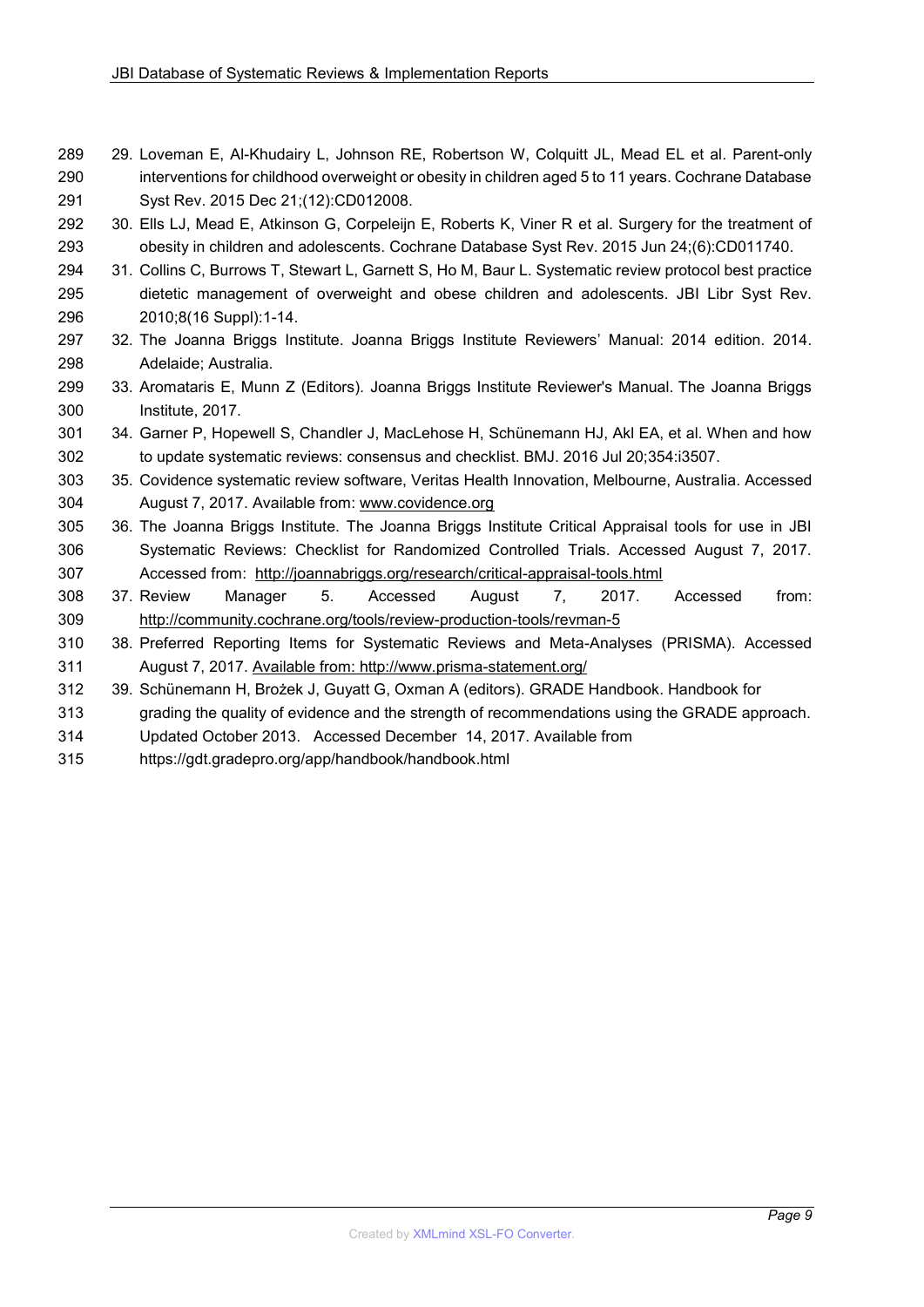29. Loveman E, Al-Khudairy L, Johnson RE, Robertson W, Colquitt JL, Mead EL et al. Parent-only interventions for childhood overweight or obesity in children aged 5 to 11 years. Cochrane Database Syst Rev. 2015 Dec 21;(12):CD012008.
30. Ells LJ, Mead E, Atkinson G, Corpeleijn E, Roberts K, Viner R et al. Surgery for the treatment of obesity in children and adolescents. Cochrane Database Syst Rev. 2015 Jun 24;(6):CD011740.
31. Collins C, Burrows T, Stewart L, Garnett S, Ho M, Baur L. Systematic review protocol best practice dietetic management of overweight and obese children and adolescents. JBI Libr Syst Rev. 2010;8(16 Suppl):1-14.
32. The Joanna Briggs Institute. Joanna Briggs Institute Reviewers' Manual: 2014 edition. 2014. Adelaide; Australia.
33. Aromataris E, Munn Z (Editors). Joanna Briggs Institute Reviewer's Manual. The Joanna Briggs Institute, 2017.
34. Garner P, Hopewell S, Chandler J, MacLehose H, Schünemann HJ, Akl EA, et al. When and how to update systematic reviews: consensus and checklist. BMJ. 2016 Jul 20;354:i3507.
35. Covidence systematic review software, Veritas Health Innovation, Melbourne, Australia. Accessed August 7, 2017. Available from: www.covidence.org
36. The Joanna Briggs Institute. The Joanna Briggs Institute Critical Appraisal tools for use in JBI Systematic Reviews: Checklist for Randomized Controlled Trials. Accessed August 7, 2017. Accessed from: http://joannabriggs.org/research/critical-appraisal-tools.html
37. Review Manager 5. Accessed August 7, 2017. Accessed from: http://community.cochrane.org/tools/review-production-tools/revman-5
38. Preferred Reporting Items for Systematic Reviews and Meta-Analyses (PRISMA). Accessed August 7, 2017. Available from: http://www.prisma-statement.org/
39. Schünemann H, Brożek J, Guyatt G, Oxman A (editors). GRADE Handbook. Handbook for grading the quality of evidence and the strength of recommendations using the GRADE approach. Updated October 2013. Accessed December 14, 2017. Available from https://gdt.gradepro.org/app/handbook/handbook.html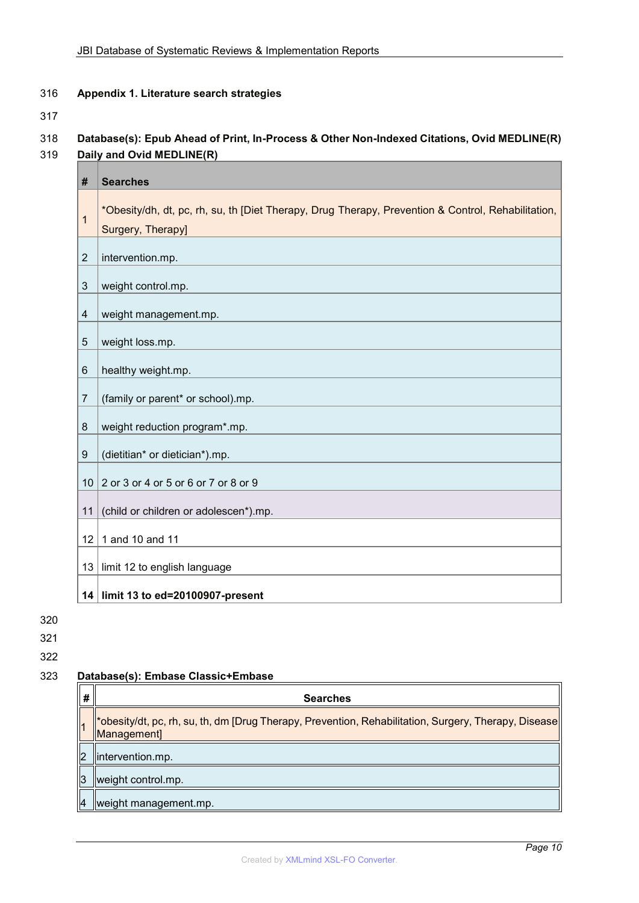## Appendix 1. Literature search strategies

**Database(s): Epub Ahead of Print, In-Process & Other Non-Indexed Citations, Ovid MEDLINE(R) Daily and Ovid MEDLINE(R)**

| # | Searches |
|---|---|
| 1 | *Obesity/dh, dt, pc, rh, su, th [Diet Therapy, Drug Therapy, Prevention & Control, Rehabilitation, Surgery, Therapy] |
| 2 | intervention.mp. |
| 3 | weight control.mp. |
| 4 | weight management.mp. |
| 5 | weight loss.mp. |
| 6 | healthy weight.mp. |
| 7 | (family or parent* or school).mp. |
| 8 | weight reduction program*.mp. |
| 9 | (dietitian* or dietician*).mp. |
| 10 | 2 or 3 or 4 or 5 or 6 or 7 or 8 or 9 |
| 11 | (child or children or adolescen*).mp. |
| 12 | 1 and 10 and 11 |
| 13 | limit 12 to english language |
| **14** | **limit 13 to ed=20100907-present** |

**Database(s): Embase Classic+Embase**

| # | Searches |
|---|---|
| 1 | *obesity/dt, pc, rh, su, th, dm [Drug Therapy, Prevention, Rehabilitation, Surgery, Therapy, Disease Management] |
| 2 | intervention.mp. |
| 3 | weight control.mp. |
| 4 | weight management.mp. |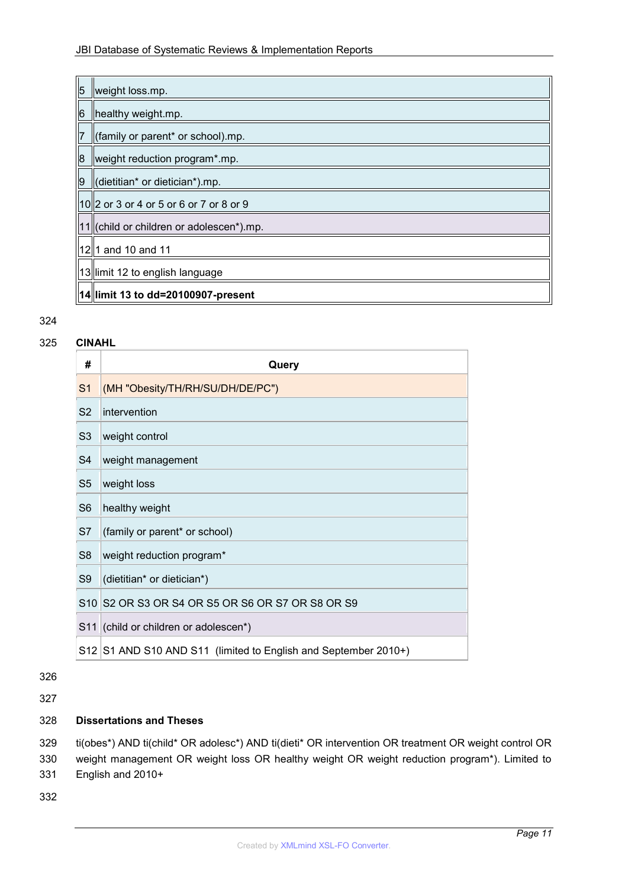| | |
|---|---|
| 5 | weight loss.mp. |
| 6 | healthy weight.mp. |
| 7 | (family or parent* or school).mp. |
| 8 | weight reduction program*.mp. |
| 9 | (dietitian* or dietician*).mp. |
| 10 | 2 or 3 or 4 or 5 or 6 or 7 or 8 or 9 |
| 11 | (child or children or adolescen*).mp. |
| 12 | 1 and 10 and 11 |
| 13 | limit 12 to english language |
| **14** | **limit 13 to dd=20100907-present** |

**CINAHL**

| # | Query |
|---|---|
| S1 | (MH "Obesity/TH/RH/SU/DH/DE/PC") |
| S2 | intervention |
| S3 | weight control |
| S4 | weight management |
| S5 | weight loss |
| S6 | healthy weight |
| S7 | (family or parent* or school) |
| S8 | weight reduction program* |
| S9 | (dietitian* or dietician*) |
| S10 | S2 OR S3 OR S4 OR S5 OR S6 OR S7 OR S8 OR S9 |
| S11 | (child or children or adolescen*) |
| S12 | S1 AND S10 AND S11 (limited to English and September 2010+) |

**Dissertations and Theses**

ti(obes*) AND ti(child* OR adolesc*) AND ti(dieti* OR intervention OR treatment OR weight control OR weight management OR weight loss OR healthy weight OR weight reduction program*). Limited to English and 2010+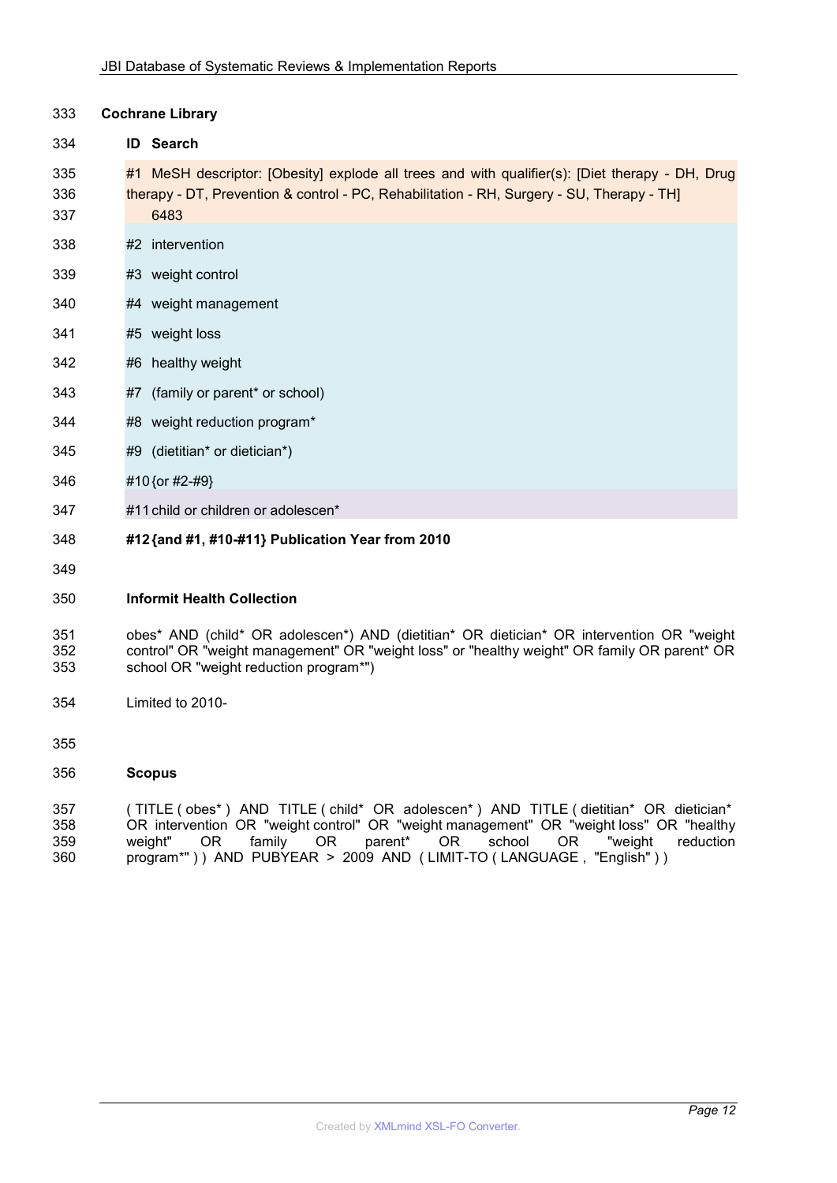**Cochrane Library**

| ID | Search |
| --- | --- |
| #1 | MeSH descriptor: [Obesity] explode all trees and with qualifier(s): [Diet therapy - DH, Drug therapy - DT, Prevention & control - PC, Rehabilitation - RH, Surgery - SU, Therapy - TH] 6483 |
| #2 | intervention |
| #3 | weight control |
| #4 | weight management |
| #5 | weight loss |
| #6 | healthy weight |
| #7 | (family or parent* or school) |
| #8 | weight reduction program* |
| #9 | (dietitian* or dietician*) |
| #10 | {or #2-#9} |
| #11 | child or children or adolescen* |
| **#12** | **{and #1, #10-#11} Publication Year from 2010** |

**Informit Health Collection**

obes* AND (child* OR adolescen*) AND (dietitian* OR dietician* OR intervention OR "weight control" OR "weight management" OR "weight loss" or "healthy weight" OR family OR parent* OR school OR "weight reduction program*")

Limited to 2010-

**Scopus**

( TITLE ( obes* ) AND TITLE ( child* OR adolescen* ) AND TITLE ( dietitian* OR dietician* OR intervention OR "weight control" OR "weight management" OR "weight loss" OR "healthy weight" OR family OR parent* OR school OR "weight reduction program*" ) ) AND PUBYEAR > 2009 AND ( LIMIT-TO ( LANGUAGE , "English" ) )